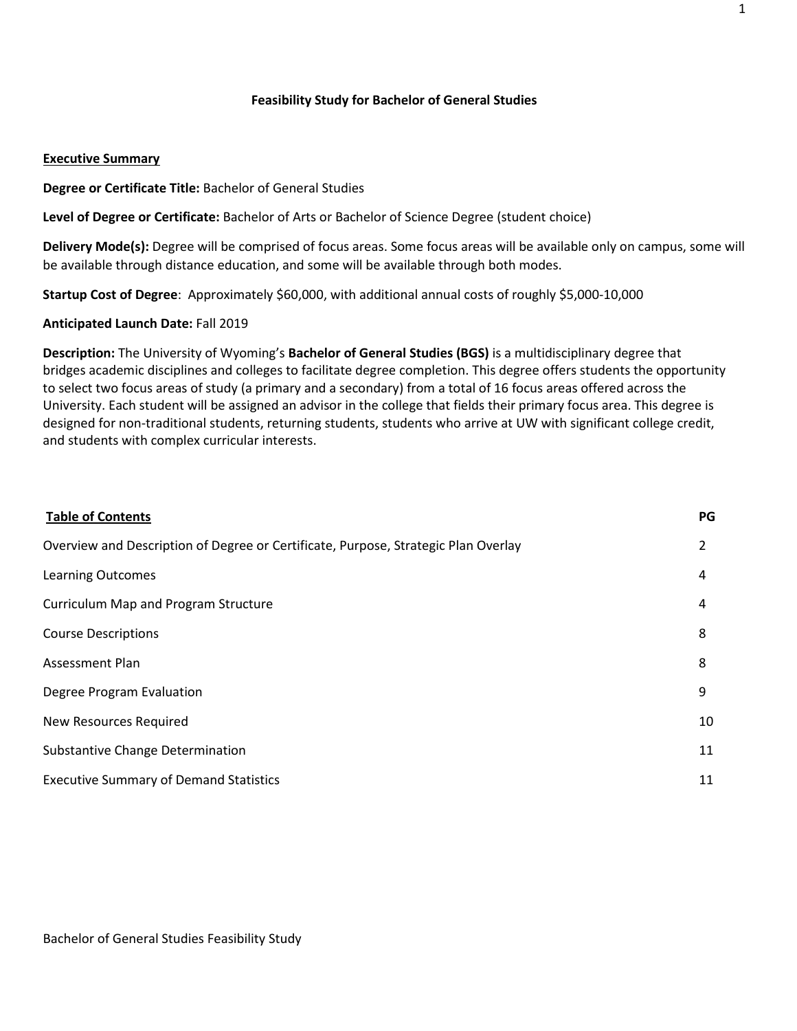# Feasibility Study for Bachelor of General Studies

## Executive Summary

**Degree or Certificate Title:** Bachelor of General Studies

**Level of Degree or Certificate:** Bachelor of Arts or Bachelor of Science Degree (student choice)

**Delivery Mode(s):** Degree will be comprised of focus areas. Some focus areas will be available only on campus, some will be available through distance education, and some will be available through both modes.

**Startup Cost of Degree**: Approximately $60,000, with additional annual costs of roughly $5,000-10,000

**Anticipated Launch Date:** Fall 2019

**Description:** The University of Wyoming's **Bachelor of General Studies (BGS)** is a multidisciplinary degree that bridges academic disciplines and colleges to facilitate degree completion. This degree offers students the opportunity to select two focus areas of study (a primary and a secondary) from a total of 16 focus areas offered across the University. Each student will be assigned an advisor in the college that fields their primary focus area. This degree is designed for non-traditional students, returning students, students who arrive at UW with significant college credit, and students with complex curricular interests.

| Table of Contents | PG |
|---|---|
| Overview and Description of Degree or Certificate, Purpose, Strategic Plan Overlay | 2 |
| Learning Outcomes | 4 |
| Curriculum Map and Program Structure | 4 |
| Course Descriptions | 8 |
| Assessment Plan | 8 |
| Degree Program Evaluation | 9 |
| New Resources Required | 10 |
| Substantive Change Determination | 11 |
| Executive Summary of Demand Statistics | 11 |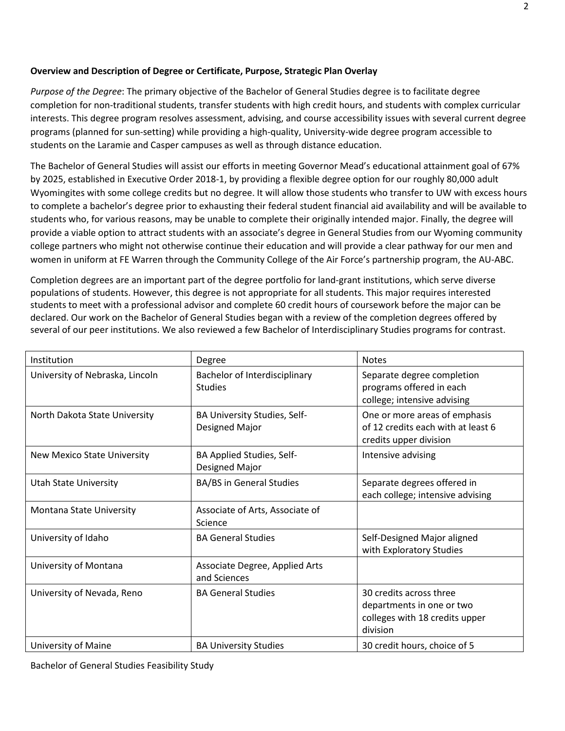**Overview and Description of Degree or Certificate, Purpose, Strategic Plan Overlay**

*Purpose of the Degree*: The primary objective of the Bachelor of General Studies degree is to facilitate degree completion for non-traditional students, transfer students with high credit hours, and students with complex curricular interests. This degree program resolves assessment, advising, and course accessibility issues with several current degree programs (planned for sun-setting) while providing a high-quality, University-wide degree program accessible to students on the Laramie and Casper campuses as well as through distance education.

The Bachelor of General Studies will assist our efforts in meeting Governor Mead's educational attainment goal of 67% by 2025, established in Executive Order 2018-1, by providing a flexible degree option for our roughly 80,000 adult Wyomingites with some college credits but no degree. It will allow those students who transfer to UW with excess hours to complete a bachelor's degree prior to exhausting their federal student financial aid availability and will be available to students who, for various reasons, may be unable to complete their originally intended major. Finally, the degree will provide a viable option to attract students with an associate's degree in General Studies from our Wyoming community college partners who might not otherwise continue their education and will provide a clear pathway for our men and women in uniform at FE Warren through the Community College of the Air Force's partnership program, the AU-ABC.

Completion degrees are an important part of the degree portfolio for land-grant institutions, which serve diverse populations of students. However, this degree is not appropriate for all students. This major requires interested students to meet with a professional advisor and complete 60 credit hours of coursework before the major can be declared. Our work on the Bachelor of General Studies began with a review of the completion degrees offered by several of our peer institutions. We also reviewed a few Bachelor of Interdisciplinary Studies programs for contrast.

| Institution | Degree | Notes |
|---|---|---|
| University of Nebraska, Lincoln | Bachelor of Interdisciplinary Studies | Separate degree completion programs offered in each college; intensive advising |
| North Dakota State University | BA University Studies, Self-Designed Major | One or more areas of emphasis of 12 credits each with at least 6 credits upper division |
| New Mexico State University | BA Applied Studies, Self-Designed Major | Intensive advising |
| Utah State University | BA/BS in General Studies | Separate degrees offered in each college; intensive advising |
| Montana State University | Associate of Arts, Associate of Science | |
| University of Idaho | BA General Studies | Self-Designed Major aligned with Exploratory Studies |
| University of Montana | Associate Degree, Applied Arts and Sciences | |
| University of Nevada, Reno | BA General Studies | 30 credits across three departments in one or two colleges with 18 credits upper division |
| University of Maine | BA University Studies | 30 credit hours, choice of 5 |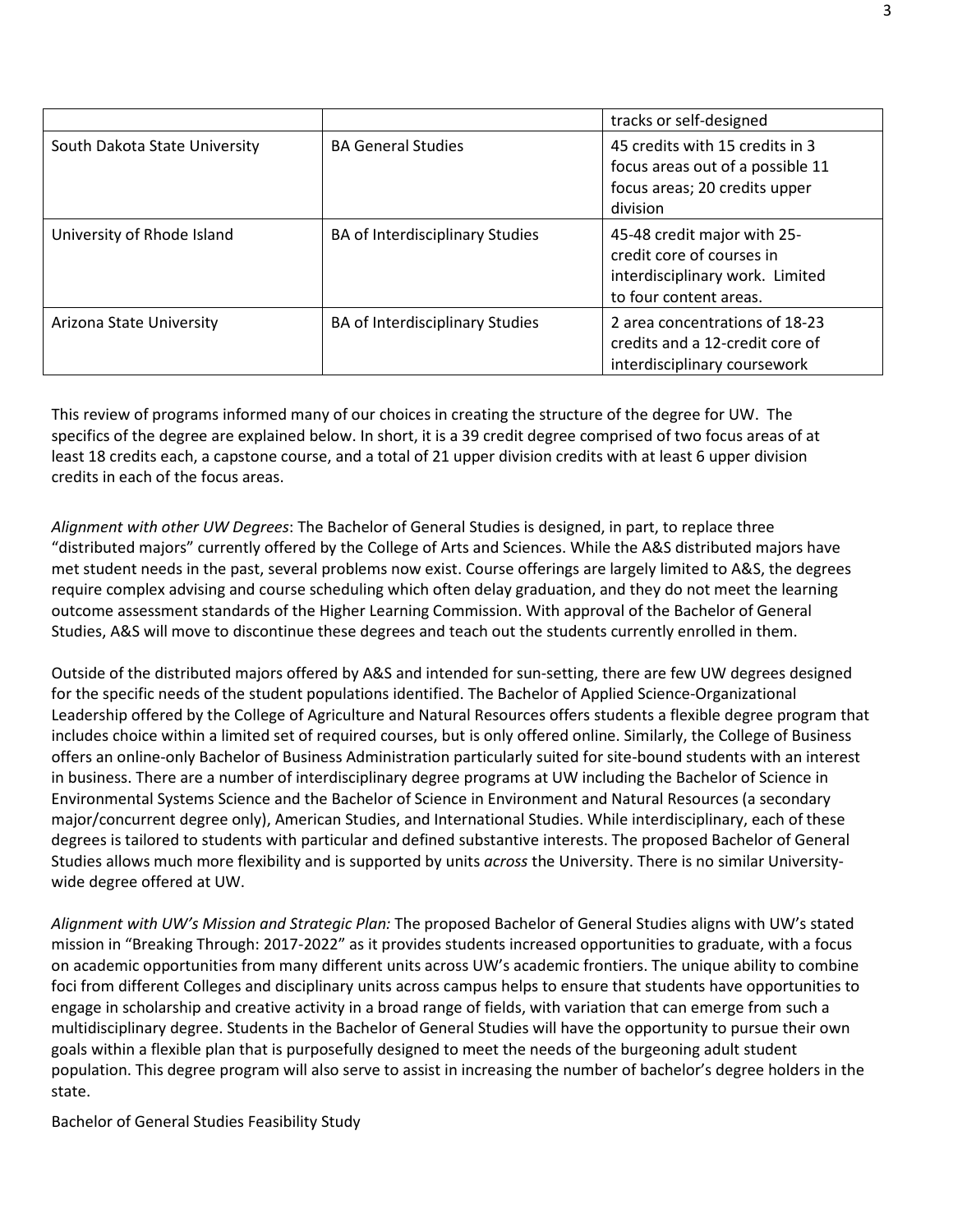| | | |
|---|---|---|
| | | tracks or self-designed |
| South Dakota State University | BA General Studies | 45 credits with 15 credits in 3 focus areas out of a possible 11 focus areas; 20 credits upper division |
| University of Rhode Island | BA of Interdisciplinary Studies | 45-48 credit major with 25-credit core of courses in interdisciplinary work. Limited to four content areas. |
| Arizona State University | BA of Interdisciplinary Studies | 2 area concentrations of 18-23 credits and a 12-credit core of interdisciplinary coursework |

This review of programs informed many of our choices in creating the structure of the degree for UW. The specifics of the degree are explained below. In short, it is a 39 credit degree comprised of two focus areas of at least 18 credits each, a capstone course, and a total of 21 upper division credits with at least 6 upper division credits in each of the focus areas.

*Alignment with other UW Degrees*: The Bachelor of General Studies is designed, in part, to replace three "distributed majors" currently offered by the College of Arts and Sciences. While the A&S distributed majors have met student needs in the past, several problems now exist. Course offerings are largely limited to A&S, the degrees require complex advising and course scheduling which often delay graduation, and they do not meet the learning outcome assessment standards of the Higher Learning Commission. With approval of the Bachelor of General Studies, A&S will move to discontinue these degrees and teach out the students currently enrolled in them.

Outside of the distributed majors offered by A&S and intended for sun-setting, there are few UW degrees designed for the specific needs of the student populations identified. The Bachelor of Applied Science-Organizational Leadership offered by the College of Agriculture and Natural Resources offers students a flexible degree program that includes choice within a limited set of required courses, but is only offered online. Similarly, the College of Business offers an online-only Bachelor of Business Administration particularly suited for site-bound students with an interest in business. There are a number of interdisciplinary degree programs at UW including the Bachelor of Science in Environmental Systems Science and the Bachelor of Science in Environment and Natural Resources (a secondary major/concurrent degree only), American Studies, and International Studies. While interdisciplinary, each of these degrees is tailored to students with particular and defined substantive interests. The proposed Bachelor of General Studies allows much more flexibility and is supported by units *across* the University. There is no similar University-wide degree offered at UW.

*Alignment with UW's Mission and Strategic Plan:* The proposed Bachelor of General Studies aligns with UW's stated mission in "Breaking Through: 2017-2022" as it provides students increased opportunities to graduate, with a focus on academic opportunities from many different units across UW's academic frontiers. The unique ability to combine foci from different Colleges and disciplinary units across campus helps to ensure that students have opportunities to engage in scholarship and creative activity in a broad range of fields, with variation that can emerge from such a multidisciplinary degree. Students in the Bachelor of General Studies will have the opportunity to pursue their own goals within a flexible plan that is purposefully designed to meet the needs of the burgeoning adult student population. This degree program will also serve to assist in increasing the number of bachelor's degree holders in the state.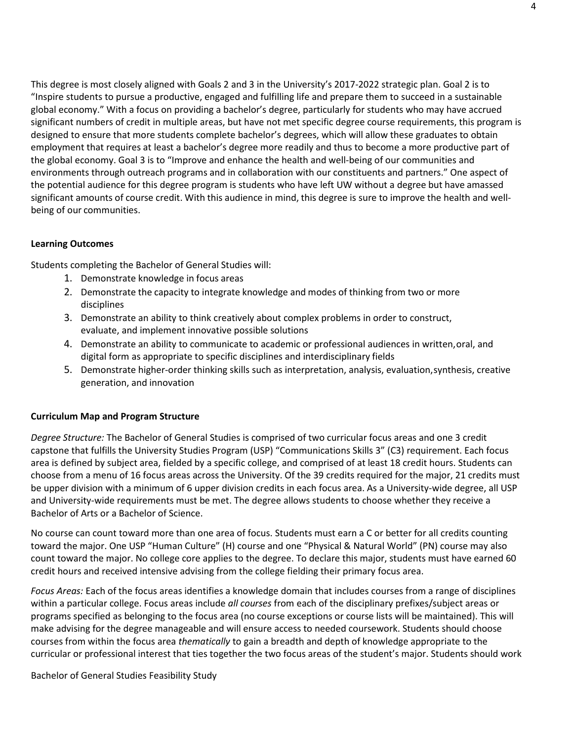This degree is most closely aligned with Goals 2 and 3 in the University's 2017-2022 strategic plan. Goal 2 is to "Inspire students to pursue a productive, engaged and fulfilling life and prepare them to succeed in a sustainable global economy." With a focus on providing a bachelor's degree, particularly for students who may have accrued significant numbers of credit in multiple areas, but have not met specific degree course requirements, this program is designed to ensure that more students complete bachelor's degrees, which will allow these graduates to obtain employment that requires at least a bachelor's degree more readily and thus to become a more productive part of the global economy. Goal 3 is to "Improve and enhance the health and well-being of our communities and environments through outreach programs and in collaboration with our constituents and partners." One aspect of the potential audience for this degree program is students who have left UW without a degree but have amassed significant amounts of course credit. With this audience in mind, this degree is sure to improve the health and well-being of our communities.

**Learning Outcomes**

Students completing the Bachelor of General Studies will:

1. Demonstrate knowledge in focus areas
2. Demonstrate the capacity to integrate knowledge and modes of thinking from two or more disciplines
3. Demonstrate an ability to think creatively about complex problems in order to construct, evaluate, and implement innovative possible solutions
4. Demonstrate an ability to communicate to academic or professional audiences in written, oral, and digital form as appropriate to specific disciplines and interdisciplinary fields
5. Demonstrate higher-order thinking skills such as interpretation, analysis, evaluation, synthesis, creative generation, and innovation

**Curriculum Map and Program Structure**

*Degree Structure:* The Bachelor of General Studies is comprised of two curricular focus areas and one 3 credit capstone that fulfills the University Studies Program (USP) "Communications Skills 3" (C3) requirement. Each focus area is defined by subject area, fielded by a specific college, and comprised of at least 18 credit hours. Students can choose from a menu of 16 focus areas across the University. Of the 39 credits required for the major, 21 credits must be upper division with a minimum of 6 upper division credits in each focus area. As a University-wide degree, all USP and University-wide requirements must be met. The degree allows students to choose whether they receive a Bachelor of Arts or a Bachelor of Science.

No course can count toward more than one area of focus. Students must earn a C or better for all credits counting toward the major. One USP "Human Culture" (H) course and one "Physical & Natural World" (PN) course may also count toward the major. No college core applies to the degree. To declare this major, students must have earned 60 credit hours and received intensive advising from the college fielding their primary focus area.

*Focus Areas:* Each of the focus areas identifies a knowledge domain that includes courses from a range of disciplines within a particular college. Focus areas include *all courses* from each of the disciplinary prefixes/subject areas or programs specified as belonging to the focus area (no course exceptions or course lists will be maintained). This will make advising for the degree manageable and will ensure access to needed coursework. Students should choose courses from within the focus area *thematically* to gain a breadth and depth of knowledge appropriate to the curricular or professional interest that ties together the two focus areas of the student's major. Students should work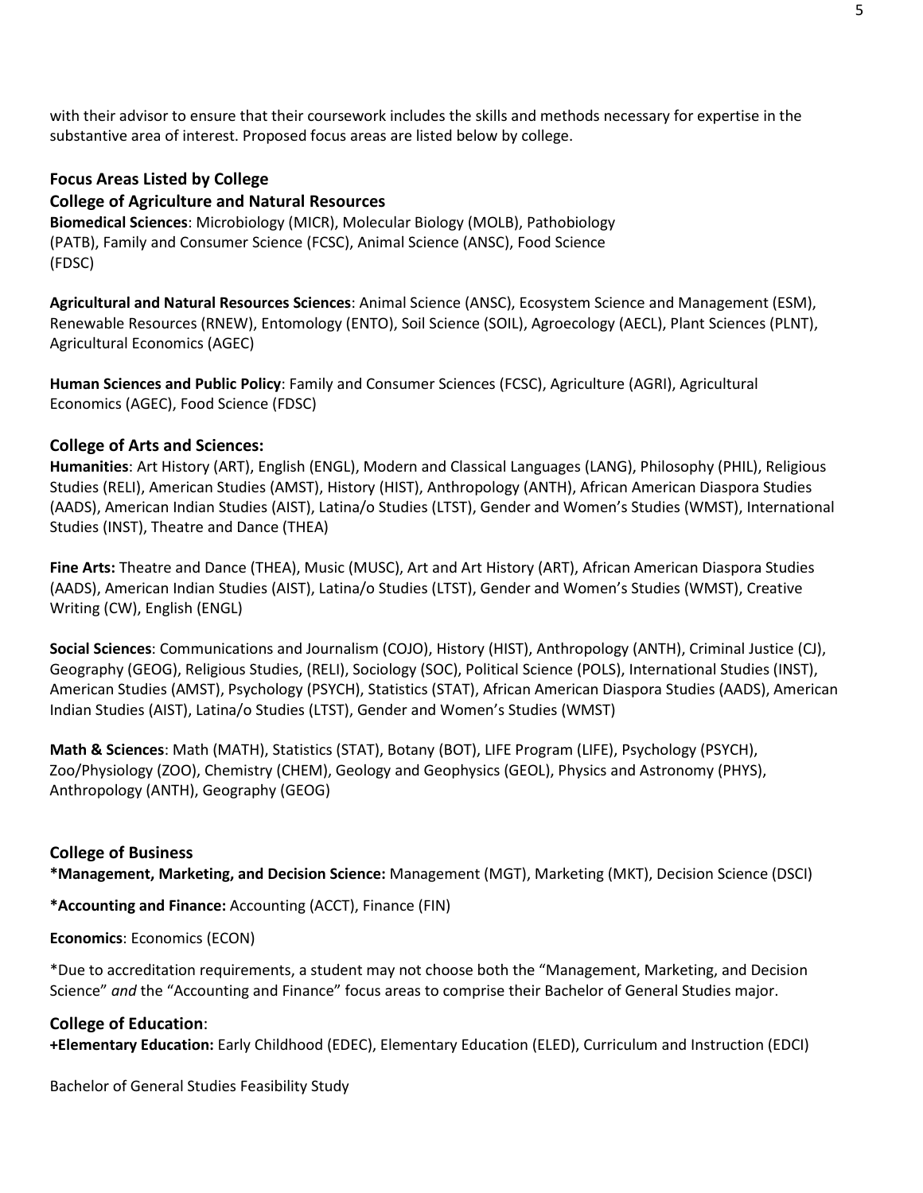with their advisor to ensure that their coursework includes the skills and methods necessary for expertise in the substantive area of interest. Proposed focus areas are listed below by college.

## Focus Areas Listed by College

### College of Agriculture and Natural Resources

**Biomedical Sciences**: Microbiology (MICR), Molecular Biology (MOLB), Pathobiology (PATB), Family and Consumer Science (FCSC), Animal Science (ANSC), Food Science (FDSC)

**Agricultural and Natural Resources Sciences**: Animal Science (ANSC), Ecosystem Science and Management (ESM), Renewable Resources (RNEW), Entomology (ENTO), Soil Science (SOIL), Agroecology (AECL), Plant Sciences (PLNT), Agricultural Economics (AGEC)

**Human Sciences and Public Policy**: Family and Consumer Sciences (FCSC), Agriculture (AGRI), Agricultural Economics (AGEC), Food Science (FDSC)

### College of Arts and Sciences:

**Humanities**: Art History (ART), English (ENGL), Modern and Classical Languages (LANG), Philosophy (PHIL), Religious Studies (RELI), American Studies (AMST), History (HIST), Anthropology (ANTH), African American Diaspora Studies (AADS), American Indian Studies (AIST), Latina/o Studies (LTST), Gender and Women's Studies (WMST), International Studies (INST), Theatre and Dance (THEA)

**Fine Arts:** Theatre and Dance (THEA), Music (MUSC), Art and Art History (ART), African American Diaspora Studies (AADS), American Indian Studies (AIST), Latina/o Studies (LTST), Gender and Women's Studies (WMST), Creative Writing (CW), English (ENGL)

**Social Sciences**: Communications and Journalism (COJO), History (HIST), Anthropology (ANTH), Criminal Justice (CJ), Geography (GEOG), Religious Studies, (RELI), Sociology (SOC), Political Science (POLS), International Studies (INST), American Studies (AMST), Psychology (PSYCH), Statistics (STAT), African American Diaspora Studies (AADS), American Indian Studies (AIST), Latina/o Studies (LTST), Gender and Women's Studies (WMST)

**Math & Sciences**: Math (MATH), Statistics (STAT), Botany (BOT), LIFE Program (LIFE), Psychology (PSYCH), Zoo/Physiology (ZOO), Chemistry (CHEM), Geology and Geophysics (GEOL), Physics and Astronomy (PHYS), Anthropology (ANTH), Geography (GEOG)

### College of Business

**\*Management, Marketing, and Decision Science:** Management (MGT), Marketing (MKT), Decision Science (DSCI)

**\*Accounting and Finance:** Accounting (ACCT), Finance (FIN)

**Economics**: Economics (ECON)

*Due to accreditation requirements, a student may not choose both the "Management, Marketing, and Decision Science" *and* the "Accounting and Finance" focus areas to comprise their Bachelor of General Studies major.

### College of Education:

**+Elementary Education:** Early Childhood (EDEC), Elementary Education (ELED), Curriculum and Instruction (EDCI)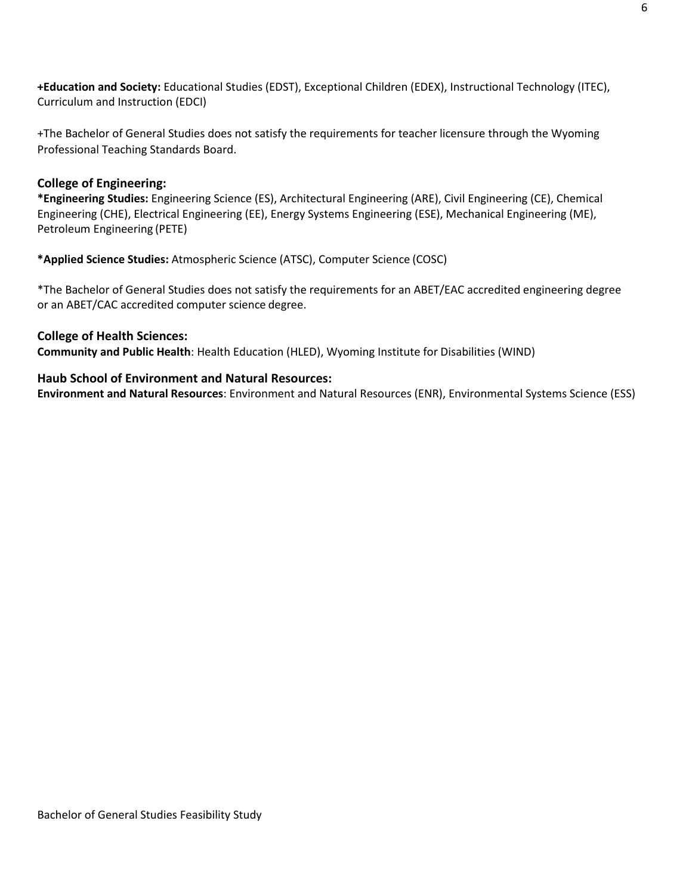**+Education and Society:** Educational Studies (EDST), Exceptional Children (EDEX), Instructional Technology (ITEC), Curriculum and Instruction (EDCI)

+The Bachelor of General Studies does not satisfy the requirements for teacher licensure through the Wyoming Professional Teaching Standards Board.

### College of Engineering:

***Engineering Studies:** Engineering Science (ES), Architectural Engineering (ARE), Civil Engineering (CE), Chemical Engineering (CHE), Electrical Engineering (EE), Energy Systems Engineering (ESE), Mechanical Engineering (ME), Petroleum Engineering (PETE)

***Applied Science Studies:** Atmospheric Science (ATSC), Computer Science (COSC)

*The Bachelor of General Studies does not satisfy the requirements for an ABET/EAC accredited engineering degree or an ABET/CAC accredited computer science degree.

### College of Health Sciences:

**Community and Public Health**: Health Education (HLED), Wyoming Institute for Disabilities (WIND)

### Haub School of Environment and Natural Resources:

**Environment and Natural Resources**: Environment and Natural Resources (ENR), Environmental Systems Science (ESS)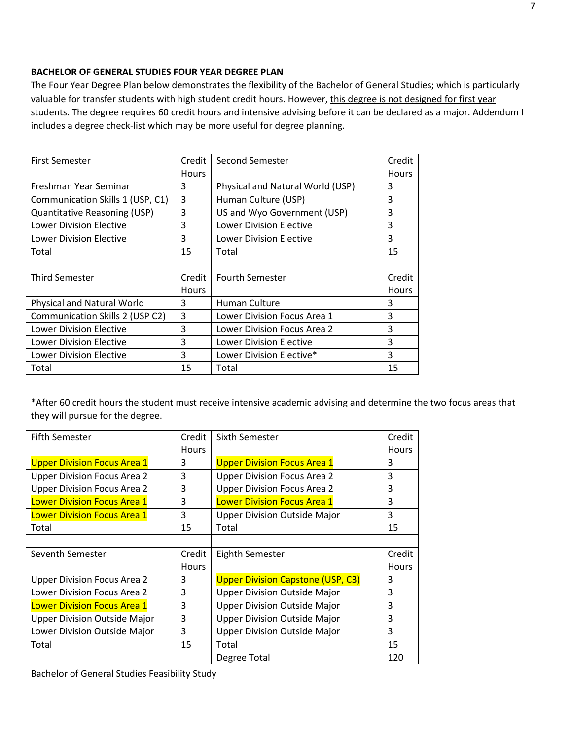**BACHELOR OF GENERAL STUDIES FOUR YEAR DEGREE PLAN**

The Four Year Degree Plan below demonstrates the flexibility of the Bachelor of General Studies; which is particularly valuable for transfer students with high student credit hours. However, <u>this degree is not designed for first year students</u>. The degree requires 60 credit hours and intensive advising before it can be declared as a major. Addendum I includes a degree check-list which may be more useful for degree planning.

| First Semester | Credit Hours | Second Semester | Credit Hours |
|---|---|---|---|
| Freshman Year Seminar | 3 | Physical and Natural World (USP) | 3 |
| Communication Skills 1 (USP, C1) | 3 | Human Culture (USP) | 3 |
| Quantitative Reasoning (USP) | 3 | US and Wyo Government (USP) | 3 |
| Lower Division Elective | 3 | Lower Division Elective | 3 |
| Lower Division Elective | 3 | Lower Division Elective | 3 |
| Total | 15 | Total | 15 |
| | | | |
| Third Semester | Credit Hours | Fourth Semester | Credit Hours |
| Physical and Natural World | 3 | Human Culture | 3 |
| Communication Skills 2 (USP C2) | 3 | Lower Division Focus Area 1 | 3 |
| Lower Division Elective | 3 | Lower Division Focus Area 2 | 3 |
| Lower Division Elective | 3 | Lower Division Elective | 3 |
| Lower Division Elective | 3 | Lower Division Elective* | 3 |
| Total | 15 | Total | 15 |

*After 60 credit hours the student must receive intensive academic advising and determine the two focus areas that they will pursue for the degree.

| Fifth Semester | Credit Hours | Sixth Semester | Credit Hours |
|---|---|---|---|
| Upper Division Focus Area 1 | 3 | Upper Division Focus Area 1 | 3 |
| Upper Division Focus Area 2 | 3 | Upper Division Focus Area 2 | 3 |
| Upper Division Focus Area 2 | 3 | Upper Division Focus Area 2 | 3 |
| Lower Division Focus Area 1 | 3 | Lower Division Focus Area 1 | 3 |
| Lower Division Focus Area 1 | 3 | Upper Division Outside Major | 3 |
| Total | 15 | Total | 15 |
| | | | |
| Seventh Semester | Credit Hours | Eighth Semester | Credit Hours |
| Upper Division Focus Area 2 | 3 | Upper Division Capstone (USP, C3) | 3 |
| Lower Division Focus Area 2 | 3 | Upper Division Outside Major | 3 |
| Lower Division Focus Area 1 | 3 | Upper Division Outside Major | 3 |
| Upper Division Outside Major | 3 | Upper Division Outside Major | 3 |
| Lower Division Outside Major | 3 | Upper Division Outside Major | 3 |
| Total | 15 | Total | 15 |
| | | Degree Total | 120 |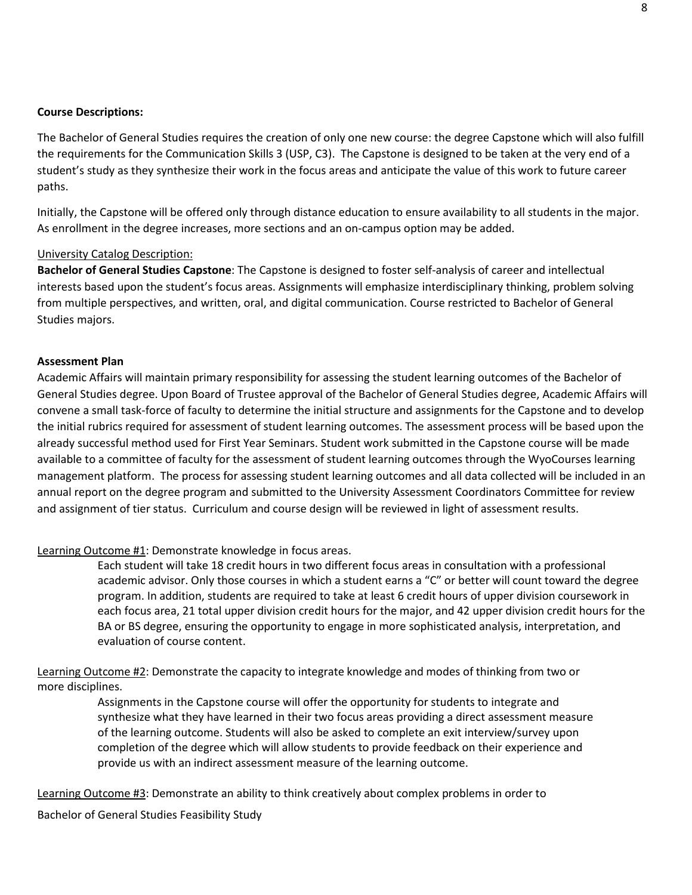**Course Descriptions:**

The Bachelor of General Studies requires the creation of only one new course: the degree Capstone which will also fulfill the requirements for the Communication Skills 3 (USP, C3). The Capstone is designed to be taken at the very end of a student's study as they synthesize their work in the focus areas and anticipate the value of this work to future career paths.

Initially, the Capstone will be offered only through distance education to ensure availability to all students in the major. As enrollment in the degree increases, more sections and an on-campus option may be added.

University Catalog Description:

**Bachelor of General Studies Capstone**: The Capstone is designed to foster self-analysis of career and intellectual interests based upon the student's focus areas. Assignments will emphasize interdisciplinary thinking, problem solving from multiple perspectives, and written, oral, and digital communication. Course restricted to Bachelor of General Studies majors.

**Assessment Plan**

Academic Affairs will maintain primary responsibility for assessing the student learning outcomes of the Bachelor of General Studies degree. Upon Board of Trustee approval of the Bachelor of General Studies degree, Academic Affairs will convene a small task-force of faculty to determine the initial structure and assignments for the Capstone and to develop the initial rubrics required for assessment of student learning outcomes. The assessment process will be based upon the already successful method used for First Year Seminars. Student work submitted in the Capstone course will be made available to a committee of faculty for the assessment of student learning outcomes through the WyoCourses learning management platform. The process for assessing student learning outcomes and all data collected will be included in an annual report on the degree program and submitted to the University Assessment Coordinators Committee for review and assignment of tier status. Curriculum and course design will be reviewed in light of assessment results.

Learning Outcome #1: Demonstrate knowledge in focus areas.

> Each student will take 18 credit hours in two different focus areas in consultation with a professional academic advisor. Only those courses in which a student earns a "C" or better will count toward the degree program. In addition, students are required to take at least 6 credit hours of upper division coursework in each focus area, 21 total upper division credit hours for the major, and 42 upper division credit hours for the BA or BS degree, ensuring the opportunity to engage in more sophisticated analysis, interpretation, and evaluation of course content.

Learning Outcome #2: Demonstrate the capacity to integrate knowledge and modes of thinking from two or more disciplines.

> Assignments in the Capstone course will offer the opportunity for students to integrate and synthesize what they have learned in their two focus areas providing a direct assessment measure of the learning outcome. Students will also be asked to complete an exit interview/survey upon completion of the degree which will allow students to provide feedback on their experience and provide us with an indirect assessment measure of the learning outcome.

Learning Outcome #3: Demonstrate an ability to think creatively about complex problems in order to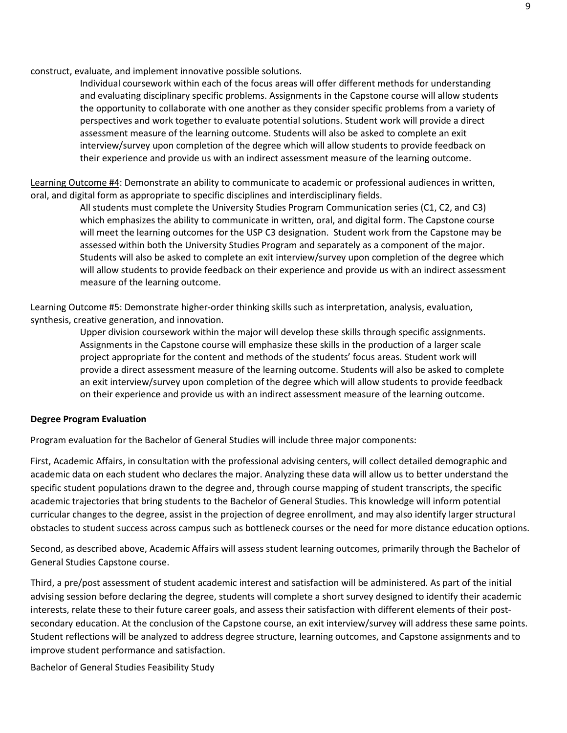construct, evaluate, and implement innovative possible solutions.

Individual coursework within each of the focus areas will offer different methods for understanding and evaluating disciplinary specific problems. Assignments in the Capstone course will allow students the opportunity to collaborate with one another as they consider specific problems from a variety of perspectives and work together to evaluate potential solutions. Student work will provide a direct assessment measure of the learning outcome. Students will also be asked to complete an exit interview/survey upon completion of the degree which will allow students to provide feedback on their experience and provide us with an indirect assessment measure of the learning outcome.

Learning Outcome #4: Demonstrate an ability to communicate to academic or professional audiences in written, oral, and digital form as appropriate to specific disciplines and interdisciplinary fields.

All students must complete the University Studies Program Communication series (C1, C2, and C3) which emphasizes the ability to communicate in written, oral, and digital form. The Capstone course will meet the learning outcomes for the USP C3 designation. Student work from the Capstone may be assessed within both the University Studies Program and separately as a component of the major. Students will also be asked to complete an exit interview/survey upon completion of the degree which will allow students to provide feedback on their experience and provide us with an indirect assessment measure of the learning outcome.

Learning Outcome #5: Demonstrate higher-order thinking skills such as interpretation, analysis, evaluation, synthesis, creative generation, and innovation.

Upper division coursework within the major will develop these skills through specific assignments. Assignments in the Capstone course will emphasize these skills in the production of a larger scale project appropriate for the content and methods of the students' focus areas. Student work will provide a direct assessment measure of the learning outcome. Students will also be asked to complete an exit interview/survey upon completion of the degree which will allow students to provide feedback on their experience and provide us with an indirect assessment measure of the learning outcome.

**Degree Program Evaluation**

Program evaluation for the Bachelor of General Studies will include three major components:

First, Academic Affairs, in consultation with the professional advising centers, will collect detailed demographic and academic data on each student who declares the major. Analyzing these data will allow us to better understand the specific student populations drawn to the degree and, through course mapping of student transcripts, the specific academic trajectories that bring students to the Bachelor of General Studies. This knowledge will inform potential curricular changes to the degree, assist in the projection of degree enrollment, and may also identify larger structural obstacles to student success across campus such as bottleneck courses or the need for more distance education options.

Second, as described above, Academic Affairs will assess student learning outcomes, primarily through the Bachelor of General Studies Capstone course.

Third, a pre/post assessment of student academic interest and satisfaction will be administered. As part of the initial advising session before declaring the degree, students will complete a short survey designed to identify their academic interests, relate these to their future career goals, and assess their satisfaction with different elements of their post-secondary education. At the conclusion of the Capstone course, an exit interview/survey will address these same points. Student reflections will be analyzed to address degree structure, learning outcomes, and Capstone assignments and to improve student performance and satisfaction.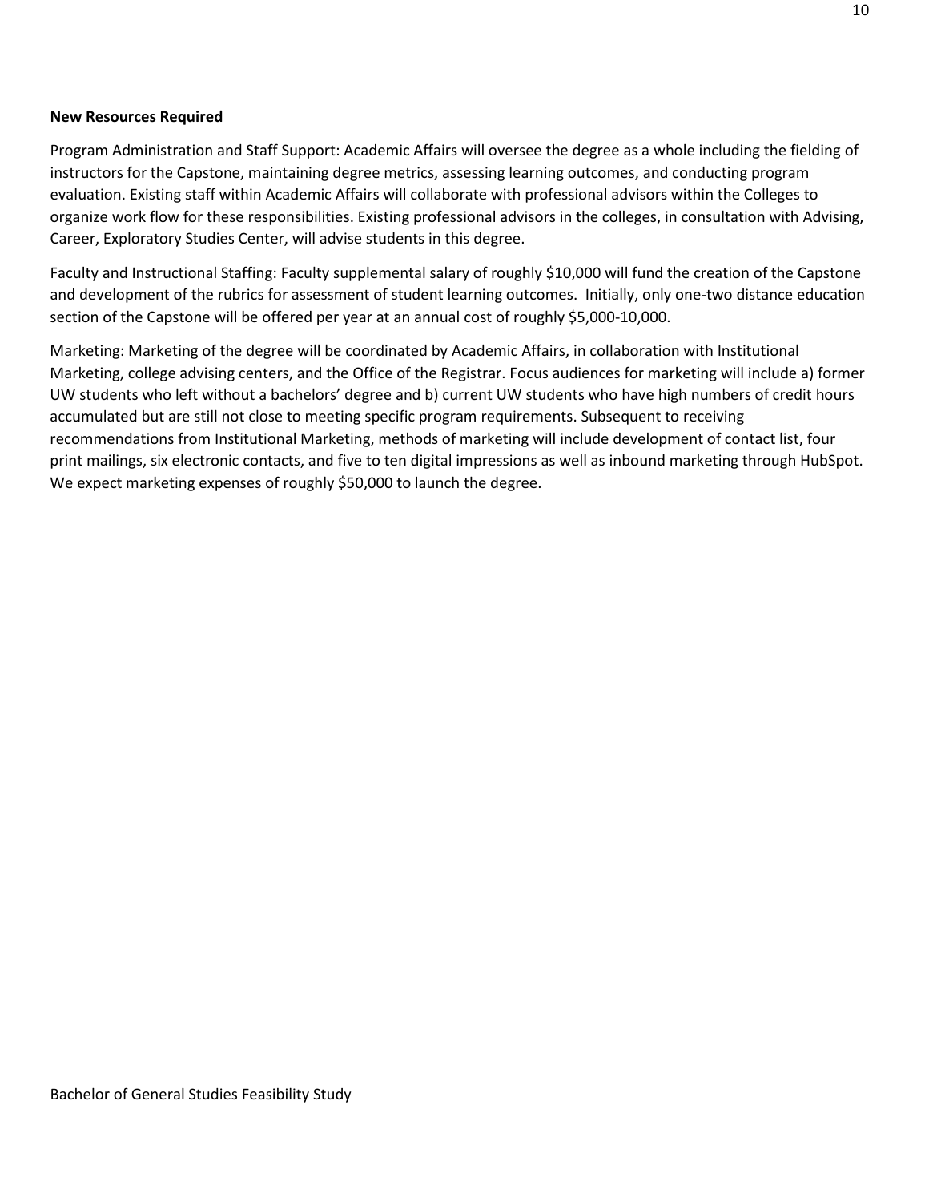**New Resources Required**

Program Administration and Staff Support: Academic Affairs will oversee the degree as a whole including the fielding of instructors for the Capstone, maintaining degree metrics, assessing learning outcomes, and conducting program evaluation. Existing staff within Academic Affairs will collaborate with professional advisors within the Colleges to organize work flow for these responsibilities. Existing professional advisors in the colleges, in consultation with Advising, Career, Exploratory Studies Center, will advise students in this degree.

Faculty and Instructional Staffing: Faculty supplemental salary of roughly $10,000 will fund the creation of the Capstone and development of the rubrics for assessment of student learning outcomes. Initially, only one-two distance education section of the Capstone will be offered per year at an annual cost of roughly $5,000-10,000.

Marketing: Marketing of the degree will be coordinated by Academic Affairs, in collaboration with Institutional Marketing, college advising centers, and the Office of the Registrar. Focus audiences for marketing will include a) former UW students who left without a bachelors' degree and b) current UW students who have high numbers of credit hours accumulated but are still not close to meeting specific program requirements. Subsequent to receiving recommendations from Institutional Marketing, methods of marketing will include development of contact list, four print mailings, six electronic contacts, and five to ten digital impressions as well as inbound marketing through HubSpot. We expect marketing expenses of roughly $50,000 to launch the degree.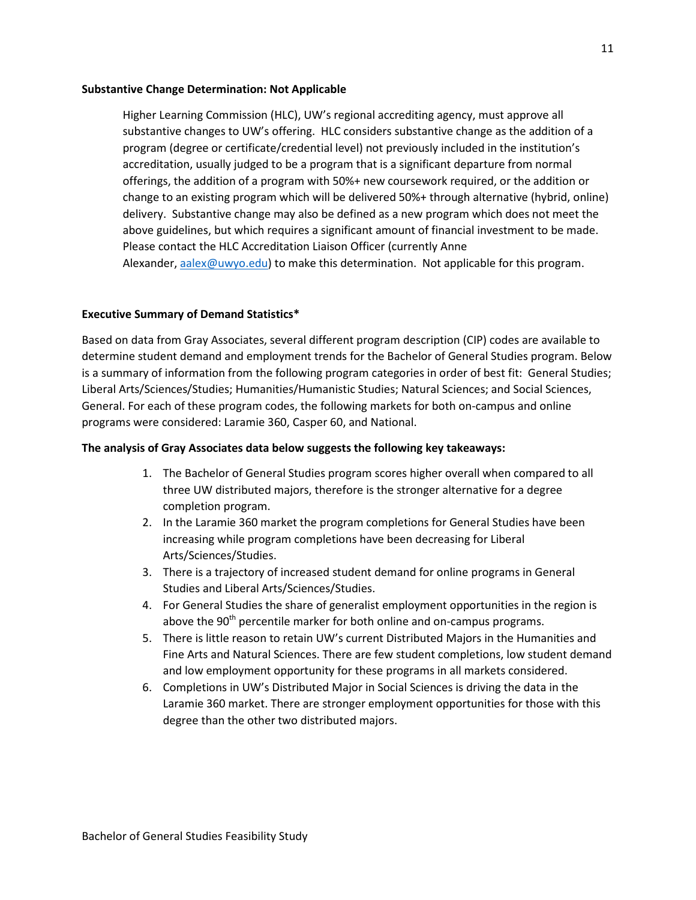**Substantive Change Determination: Not Applicable**

Higher Learning Commission (HLC), UW's regional accrediting agency, must approve all substantive changes to UW's offering. HLC considers substantive change as the addition of a program (degree or certificate/credential level) not previously included in the institution's accreditation, usually judged to be a program that is a significant departure from normal offerings, the addition of a program with 50%+ new coursework required, or the addition or change to an existing program which will be delivered 50%+ through alternative (hybrid, online) delivery. Substantive change may also be defined as a new program which does not meet the above guidelines, but which requires a significant amount of financial investment to be made. Please contact the HLC Accreditation Liaison Officer (currently Anne Alexander, [aalex@uwyo.edu](mailto:aalex@uwyo.edu)) to make this determination. Not applicable for this program.

**Executive Summary of Demand Statistics***

Based on data from Gray Associates, several different program description (CIP) codes are available to determine student demand and employment trends for the Bachelor of General Studies program. Below is a summary of information from the following program categories in order of best fit: General Studies; Liberal Arts/Sciences/Studies; Humanities/Humanistic Studies; Natural Sciences; and Social Sciences, General. For each of these program codes, the following markets for both on-campus and online programs were considered: Laramie 360, Casper 60, and National.

**The analysis of Gray Associates data below suggests the following key takeaways:**

1. The Bachelor of General Studies program scores higher overall when compared to all three UW distributed majors, therefore is the stronger alternative for a degree completion program.
2. In the Laramie 360 market the program completions for General Studies have been increasing while program completions have been decreasing for Liberal Arts/Sciences/Studies.
3. There is a trajectory of increased student demand for online programs in General Studies and Liberal Arts/Sciences/Studies.
4. For General Studies the share of generalist employment opportunities in the region is above the 90th percentile marker for both online and on-campus programs.
5. There is little reason to retain UW's current Distributed Majors in the Humanities and Fine Arts and Natural Sciences. There are few student completions, low student demand and low employment opportunity for these programs in all markets considered.
6. Completions in UW's Distributed Major in Social Sciences is driving the data in the Laramie 360 market. There are stronger employment opportunities for those with this degree than the other two distributed majors.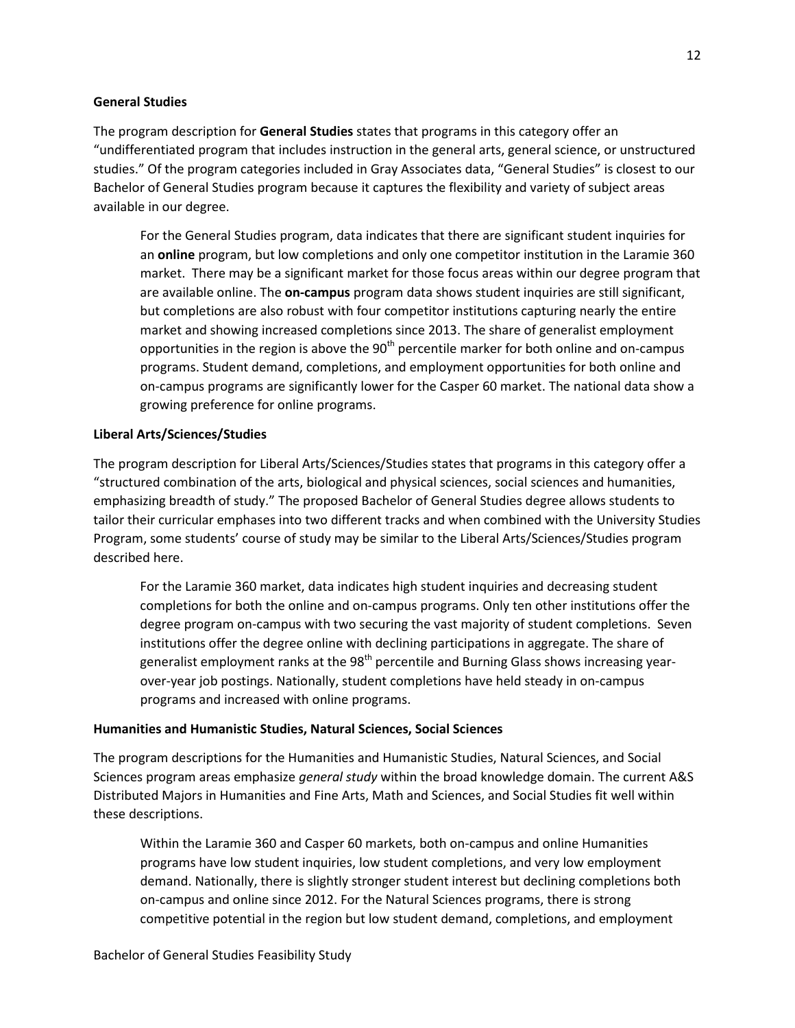**General Studies**

The program description for **General Studies** states that programs in this category offer an "undifferentiated program that includes instruction in the general arts, general science, or unstructured studies." Of the program categories included in Gray Associates data, "General Studies" is closest to our Bachelor of General Studies program because it captures the flexibility and variety of subject areas available in our degree.

> For the General Studies program, data indicates that there are significant student inquiries for an **online** program, but low completions and only one competitor institution in the Laramie 360 market. There may be a significant market for those focus areas within our degree program that are available online. The **on-campus** program data shows student inquiries are still significant, but completions are also robust with four competitor institutions capturing nearly the entire market and showing increased completions since 2013. The share of generalist employment opportunities in the region is above the 90th percentile marker for both online and on-campus programs. Student demand, completions, and employment opportunities for both online and on-campus programs are significantly lower for the Casper 60 market. The national data show a growing preference for online programs.

**Liberal Arts/Sciences/Studies**

The program description for Liberal Arts/Sciences/Studies states that programs in this category offer a "structured combination of the arts, biological and physical sciences, social sciences and humanities, emphasizing breadth of study." The proposed Bachelor of General Studies degree allows students to tailor their curricular emphases into two different tracks and when combined with the University Studies Program, some students' course of study may be similar to the Liberal Arts/Sciences/Studies program described here.

> For the Laramie 360 market, data indicates high student inquiries and decreasing student completions for both the online and on-campus programs. Only ten other institutions offer the degree program on-campus with two securing the vast majority of student completions. Seven institutions offer the degree online with declining participations in aggregate. The share of generalist employment ranks at the 98th percentile and Burning Glass shows increasing year-over-year job postings. Nationally, student completions have held steady in on-campus programs and increased with online programs.

**Humanities and Humanistic Studies, Natural Sciences, Social Sciences**

The program descriptions for the Humanities and Humanistic Studies, Natural Sciences, and Social Sciences program areas emphasize *general study* within the broad knowledge domain. The current A&S Distributed Majors in Humanities and Fine Arts, Math and Sciences, and Social Studies fit well within these descriptions.

> Within the Laramie 360 and Casper 60 markets, both on-campus and online Humanities programs have low student inquiries, low student completions, and very low employment demand. Nationally, there is slightly stronger student interest but declining completions both on-campus and online since 2012. For the Natural Sciences programs, there is strong competitive potential in the region but low student demand, completions, and employment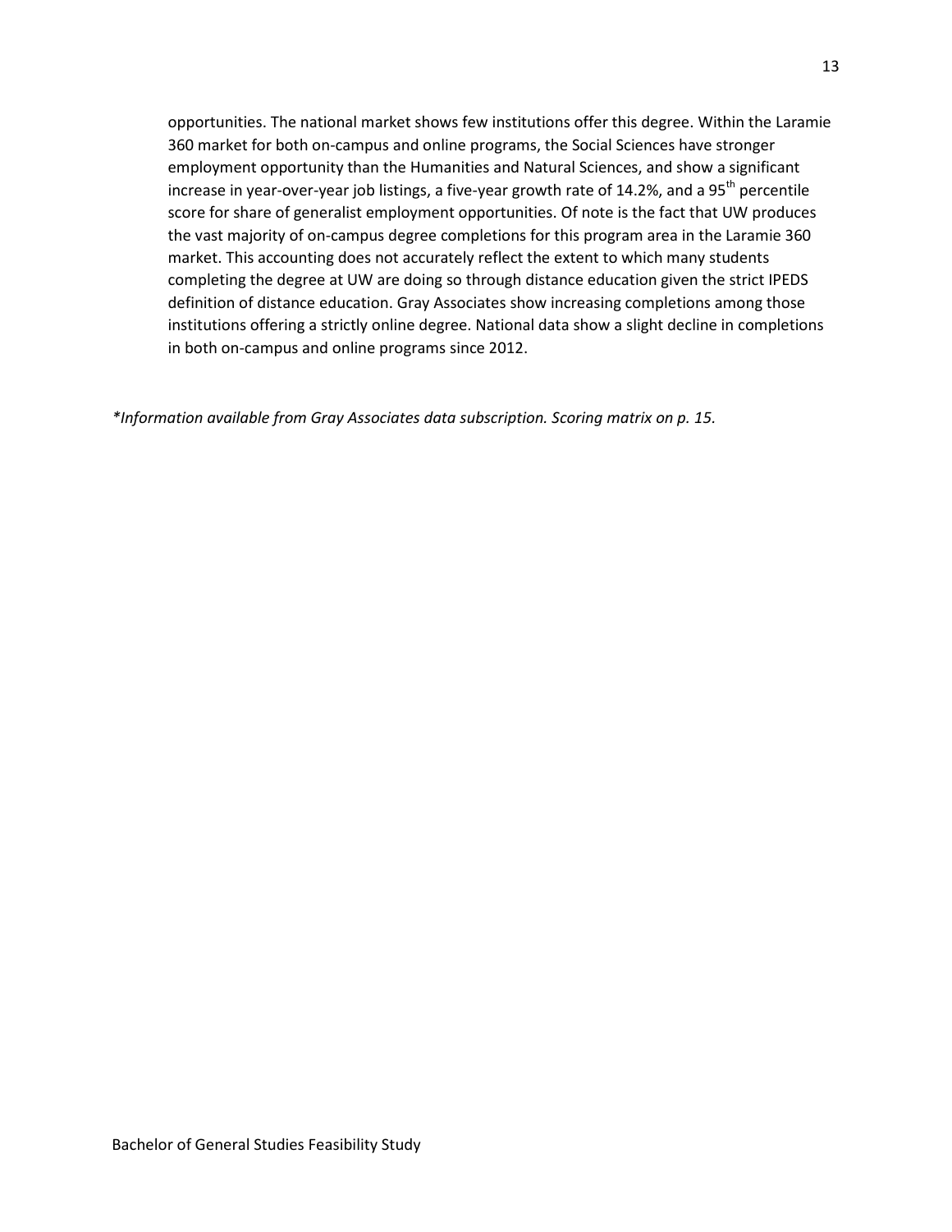opportunities. The national market shows few institutions offer this degree. Within the Laramie 360 market for both on-campus and online programs, the Social Sciences have stronger employment opportunity than the Humanities and Natural Sciences, and show a significant increase in year-over-year job listings, a five-year growth rate of 14.2%, and a 95th percentile score for share of generalist employment opportunities. Of note is the fact that UW produces the vast majority of on-campus degree completions for this program area in the Laramie 360 market. This accounting does not accurately reflect the extent to which many students completing the degree at UW are doing so through distance education given the strict IPEDS definition of distance education. Gray Associates show increasing completions among those institutions offering a strictly online degree. National data show a slight decline in completions in both on-campus and online programs since 2012.

*\*Information available from Gray Associates data subscription. Scoring matrix on p. 15.*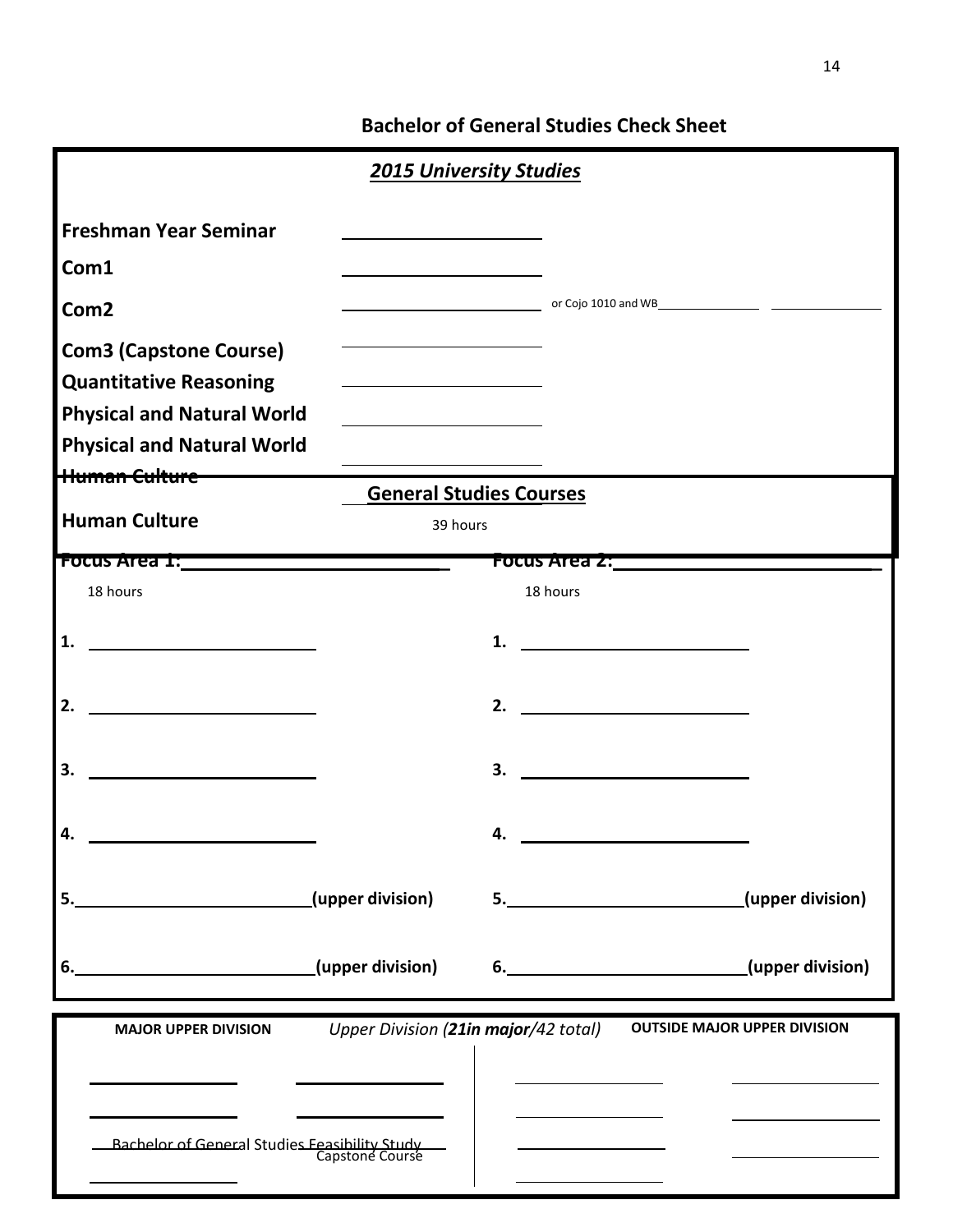## Bachelor of General Studies Check Sheet

### *2015 University Studies*

Freshman Year Seminar ____________________

Com1 ____________________

Com2 ____________________ or Cojo 1010 and WB______________ ______________

Com3 (Capstone Course) ____________________

Quantitative Reasoning ____________________

Physical and Natural World ____________________

Physical and Natural World ____________________

Human Culture ____________________

Human Culture ____________________

### General Studies Courses

39 hours

| Focus Area 1: ______________________ | Focus Area 2: ______________________ |
|---|---|
| 18 hours | 18 hours |
| 1. ______________________ | 1. ______________________ |
| 2. ______________________ | 2. ______________________ |
| 3. ______________________ | 3. ______________________ |
| 4. ______________________ | 4. ______________________ |
| 5. ______________________(upper division) | 5. ______________________(upper division) |
| 6. ______________________(upper division) | 6. ______________________(upper division) |

*Upper Division (**21in major**/42 total)*

| MAJOR UPPER DIVISION | | OUTSIDE MAJOR UPPER DIVISION | |
|---|---|---|---|
| ______________ | ______________ | ______________ | ______________ |
| ______________ | ______________ | ______________ | ______________ |
| Bachelor of General Studies Feasibility Study | Capstone Course | ______________ | ______________ |
| ______________ | | ______________ | |